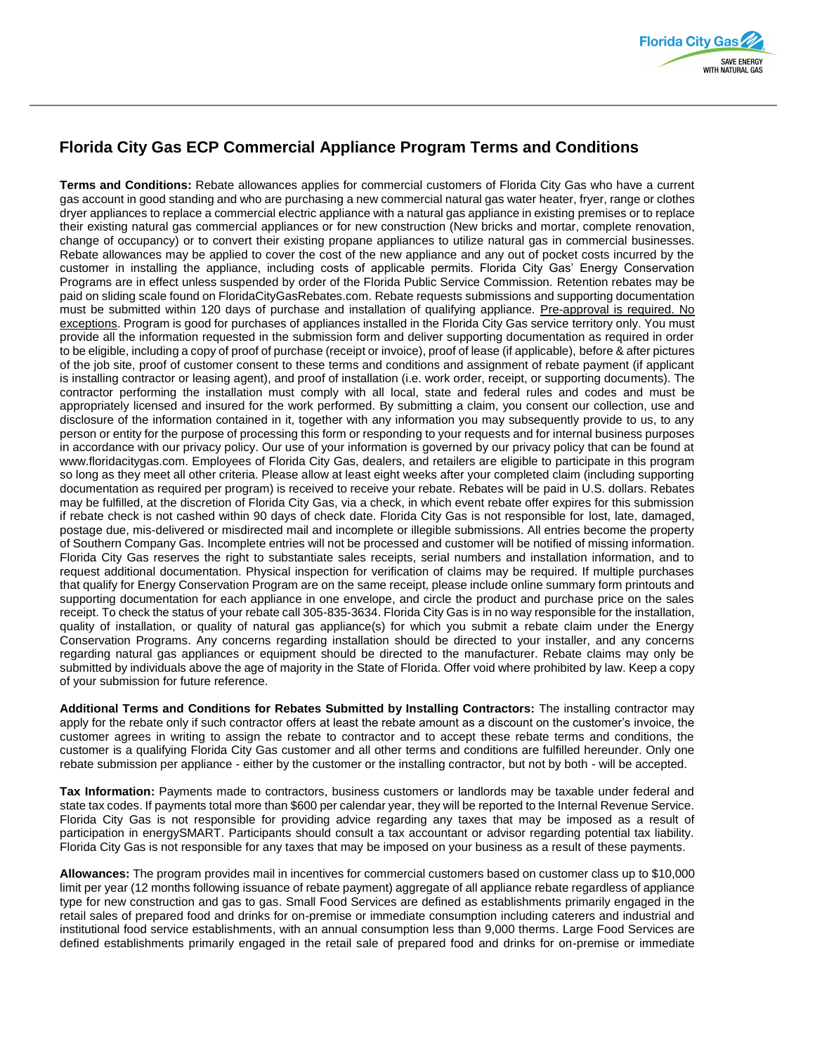# Florida City Gas ECP Commercial Appliance Program Terms and Conditions

**Terms and Conditions:** Rebate allowances applies for commercial customers of Florida City Gas who have a current gas account in good standing and who are purchasing a new commercial natural gas water heater, fryer, range or clothes dryer appliances to replace a commercial electric appliance with a natural gas appliance in existing premises or to replace their existing natural gas commercial appliances or for new construction (New bricks and mortar, complete renovation, change of occupancy) or to convert their existing propane appliances to utilize natural gas in commercial businesses. Rebate allowances may be applied to cover the cost of the new appliance and any out of pocket costs incurred by the customer in installing the appliance, including costs of applicable permits. Florida City Gas' Energy Conservation Programs are in effect unless suspended by order of the Florida Public Service Commission. Retention rebates may be paid on sliding scale found on FloridaCityGasRebates.com. Rebate requests submissions and supporting documentation must be submitted within 120 days of purchase and installation of qualifying appliance. Pre-approval is required. No exceptions. Program is good for purchases of appliances installed in the Florida City Gas service territory only. You must provide all the information requested in the submission form and deliver supporting documentation as required in order to be eligible, including a copy of proof of purchase (receipt or invoice), proof of lease (if applicable), before & after pictures of the job site, proof of customer consent to these terms and conditions and assignment of rebate payment (if applicant is installing contractor or leasing agent), and proof of installation (i.e. work order, receipt, or supporting documents). The contractor performing the installation must comply with all local, state and federal rules and codes and must be appropriately licensed and insured for the work performed. By submitting a claim, you consent our collection, use and disclosure of the information contained in it, together with any information you may subsequently provide to us, to any person or entity for the purpose of processing this form or responding to your requests and for internal business purposes in accordance with our privacy policy. Our use of your information is governed by our privacy policy that can be found at www.floridacitygas.com. Employees of Florida City Gas, dealers, and retailers are eligible to participate in this program so long as they meet all other criteria. Please allow at least eight weeks after your completed claim (including supporting documentation as required per program) is received to receive your rebate. Rebates will be paid in U.S. dollars. Rebates may be fulfilled, at the discretion of Florida City Gas, via a check, in which event rebate offer expires for this submission if rebate check is not cashed within 90 days of check date. Florida City Gas is not responsible for lost, late, damaged, postage due, mis-delivered or misdirected mail and incomplete or illegible submissions. All entries become the property of Southern Company Gas. Incomplete entries will not be processed and customer will be notified of missing information. Florida City Gas reserves the right to substantiate sales receipts, serial numbers and installation information, and to request additional documentation. Physical inspection for verification of claims may be required. If multiple purchases that qualify for Energy Conservation Program are on the same receipt, please include online summary form printouts and supporting documentation for each appliance in one envelope, and circle the product and purchase price on the sales receipt. To check the status of your rebate call 305-835-3634. Florida City Gas is in no way responsible for the installation, quality of installation, or quality of natural gas appliance(s) for which you submit a rebate claim under the Energy Conservation Programs. Any concerns regarding installation should be directed to your installer, and any concerns regarding natural gas appliances or equipment should be directed to the manufacturer. Rebate claims may only be submitted by individuals above the age of majority in the State of Florida. Offer void where prohibited by law. Keep a copy of your submission for future reference.

**Additional Terms and Conditions for Rebates Submitted by Installing Contractors:** The installing contractor may apply for the rebate only if such contractor offers at least the rebate amount as a discount on the customer's invoice, the customer agrees in writing to assign the rebate to contractor and to accept these rebate terms and conditions, the customer is a qualifying Florida City Gas customer and all other terms and conditions are fulfilled hereunder. Only one rebate submission per appliance - either by the customer or the installing contractor, but not by both - will be accepted.

**Tax Information:** Payments made to contractors, business customers or landlords may be taxable under federal and state tax codes. If payments total more than $600 per calendar year, they will be reported to the Internal Revenue Service. Florida City Gas is not responsible for providing advice regarding any taxes that may be imposed as a result of participation in energySMART. Participants should consult a tax accountant or advisor regarding potential tax liability. Florida City Gas is not responsible for any taxes that may be imposed on your business as a result of these payments.

**Allowances:** The program provides mail in incentives for commercial customers based on customer class up to $10,000 limit per year (12 months following issuance of rebate payment) aggregate of all appliance rebate regardless of appliance type for new construction and gas to gas. Small Food Services are defined as establishments primarily engaged in the retail sales of prepared food and drinks for on-premise or immediate consumption including caterers and industrial and institutional food service establishments, with an annual consumption less than 9,000 therms. Large Food Services are defined establishments primarily engaged in the retail sale of prepared food and drinks for on-premise or immediate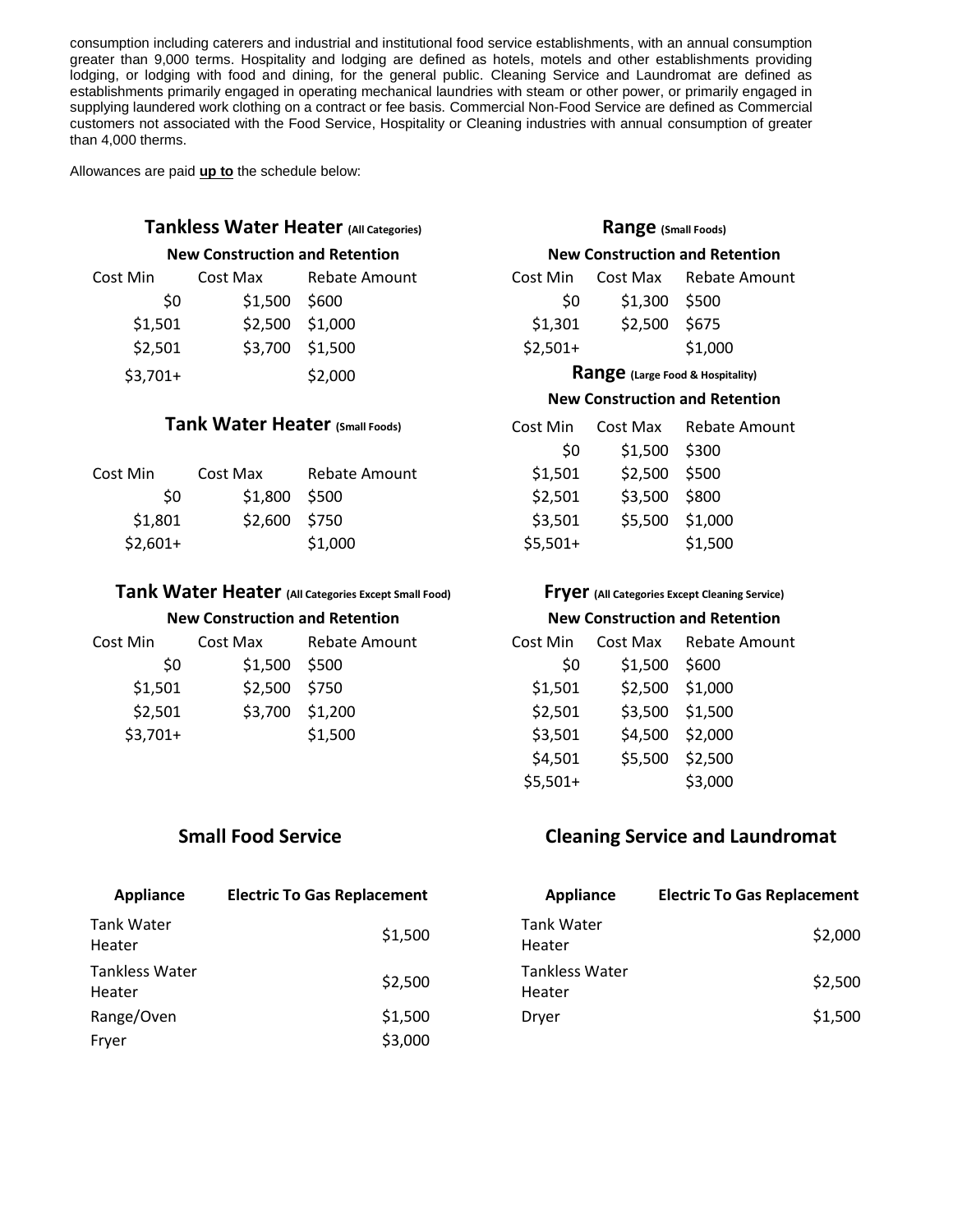consumption including caterers and industrial and institutional food service establishments, with an annual consumption greater than 9,000 terms. Hospitality and lodging are defined as hotels, motels and other establishments providing lodging, or lodging with food and dining, for the general public. Cleaning Service and Laundromat are defined as establishments primarily engaged in operating mechanical laundries with steam or other power, or primarily engaged in supplying laundered work clothing on a contract or fee basis. Commercial Non-Food Service are defined as Commercial customers not associated with the Food Service, Hospitality or Cleaning industries with annual consumption of greater than 4,000 therms.

Allowances are paid **up to** the schedule below:

### Tankless Water Heater (All Categories)

**New Construction and Retention**

| Cost Min | Cost Max | Rebate Amount |
|---|---|---|
| $0 | $1,500 | $600 |
| $1,501 | $2,500 | $1,000 |
| $2,501 | $3,700 | $1,500 |
| $3,701+ | | $2,000 |

### Tank Water Heater (Small Foods)

| Cost Min | Cost Max | Rebate Amount |
|---|---|---|
| $0 | $1,800 | $500 |
| $1,801 | $2,600 | $750 |
| $2,601+ | | $1,000 |

### Tank Water Heater (All Categories Except Small Food)

**New Construction and Retention**

| Cost Min | Cost Max | Rebate Amount |
|---|---|---|
| $0 | $1,500 | $500 |
| $1,501 | $2,500 | $750 |
| $2,501 | $3,700 | $1,200 |
| $3,701+ | | $1,500 |

### Range (Small Foods)

**New Construction and Retention**

| Cost Min | Cost Max | Rebate Amount |
|---|---|---|
| $0 | $1,300 | $500 |
| $1,301 | $2,500 | $675 |
| $2,501+ | | $1,000 |

### Range (Large Food & Hospitality)

**New Construction and Retention**

| Cost Min | Cost Max | Rebate Amount |
|---|---|---|
| $0 | $1,500 | $300 |
| $1,501 | $2,500 | $500 |
| $2,501 | $3,500 | $800 |
| $3,501 | $5,500 | $1,000 |
| $5,501+ | | $1,500 |

### Fryer (All Categories Except Cleaning Service)

**New Construction and Retention**

| Cost Min | Cost Max | Rebate Amount |
|---|---|---|
| $0 | $1,500 | $600 |
| $1,501 | $2,500 | $1,000 |
| $2,501 | $3,500 | $1,500 |
| $3,501 | $4,500 | $2,000 |
| $4,501 | $5,500 | $2,500 |
| $5,501+ | | $3,000 |

### Small Food Service

| Appliance | Electric To Gas Replacement |
|---|---|
| Tank Water Heater | $1,500 |
| Tankless Water Heater | $2,500 |
| Range/Oven | $1,500 |
| Fryer | $3,000 |

### Cleaning Service and Laundromat

| Appliance | Electric To Gas Replacement |
|---|---|
| Tank Water Heater | $2,000 |
| Tankless Water Heater | $2,500 |
| Dryer | $1,500 |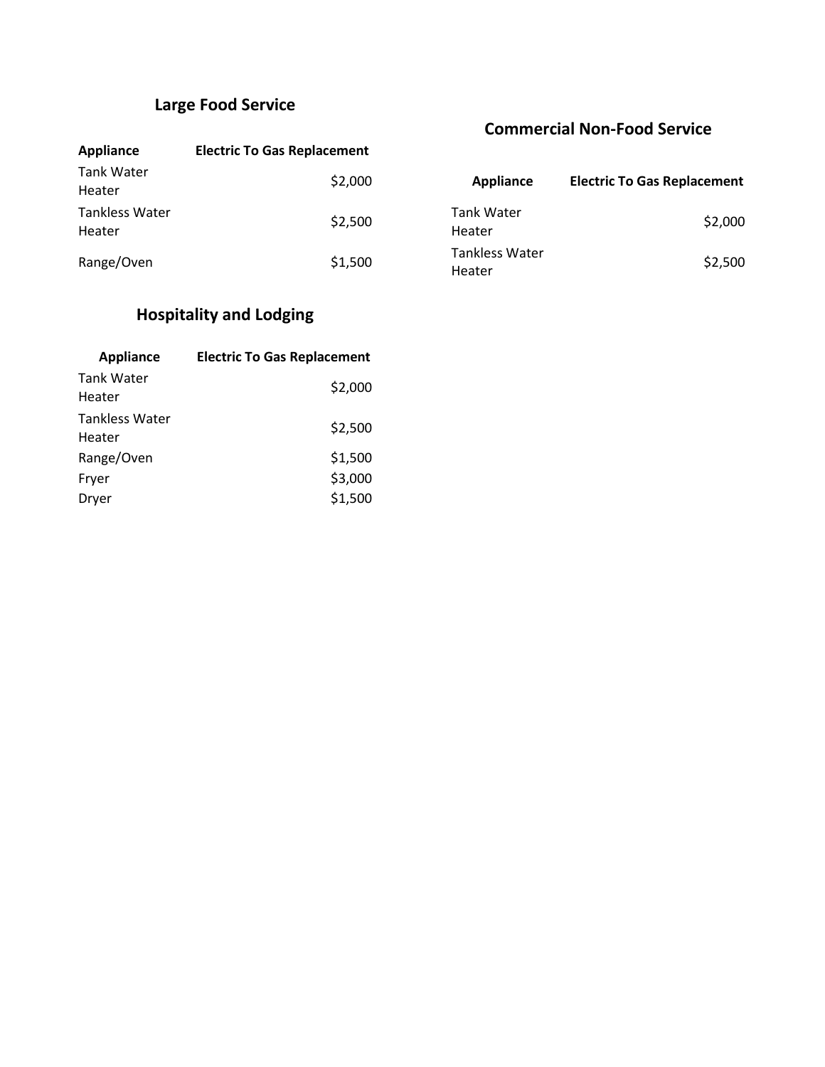## Large Food Service

| Appliance | Electric To Gas Replacement |
| --- | --- |
| Tank Water Heater | $2,000 |
| Tankless Water Heater | $2,500 |
| Range/Oven | $1,500 |

## Hospitality and Lodging

| Appliance | Electric To Gas Replacement |
| --- | --- |
| Tank Water Heater | $2,000 |
| Tankless Water Heater | $2,500 |
| Range/Oven | $1,500 |
| Fryer | $3,000 |
| Dryer | $1,500 |

## Commercial Non-Food Service

| Appliance | Electric To Gas Replacement |
| --- | --- |
| Tank Water Heater | $2,000 |
| Tankless Water Heater | $2,500 |